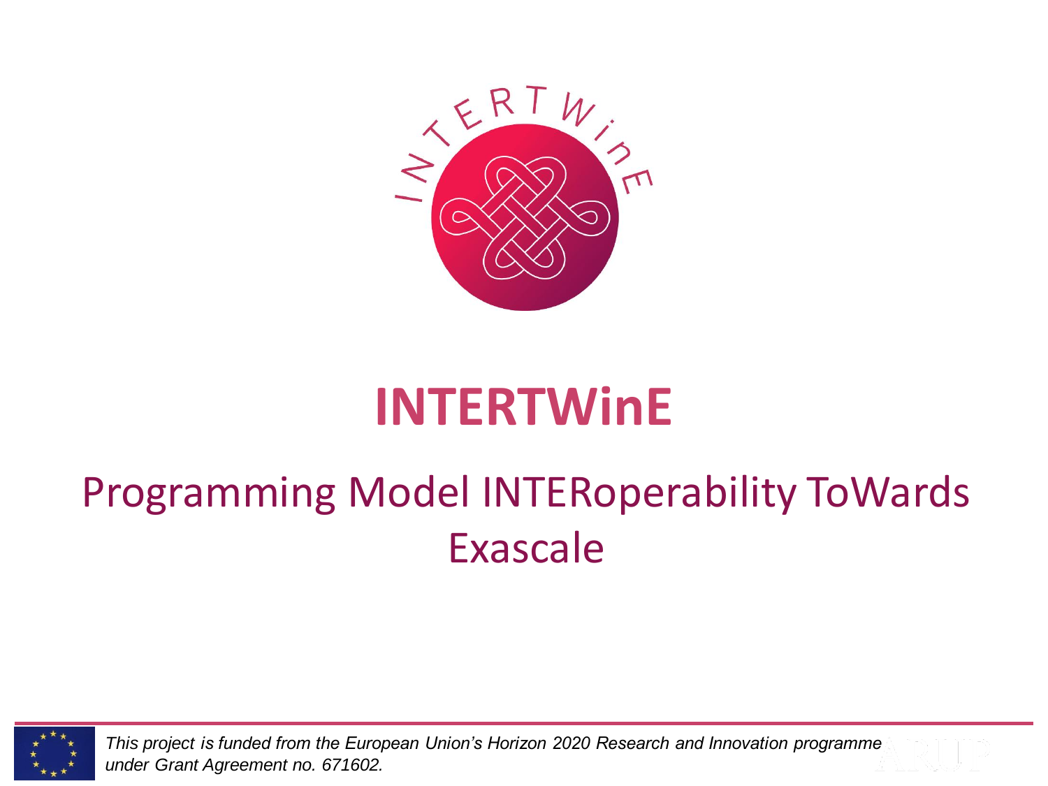# INTERTWinE

## Programming Model INTERoperability ToWards Exascale

*This project is funded from the European Union's Horizon 2020 Research and Innovation programme under Grant Agreement no. 671602.*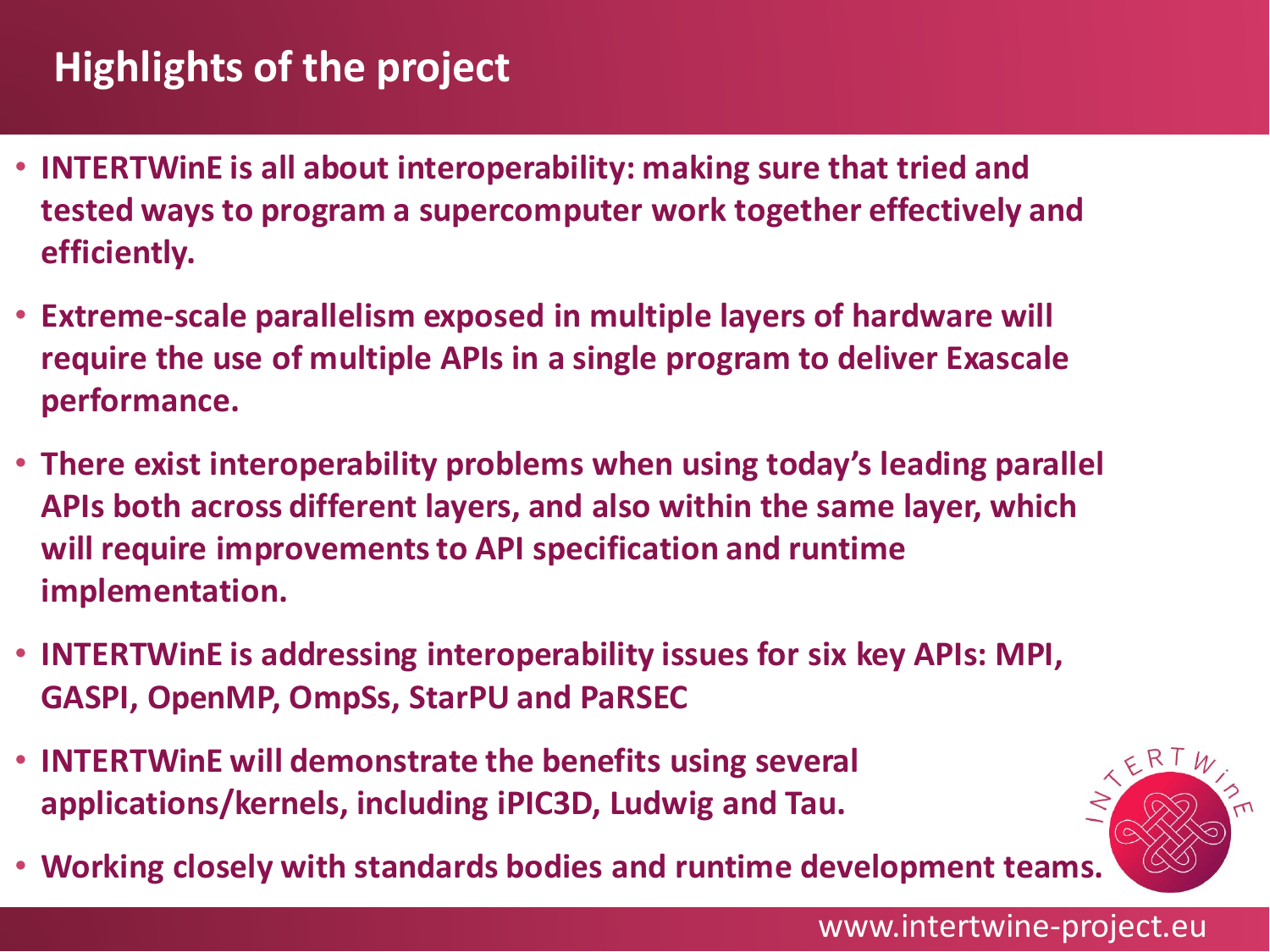# Highlights of the project

- **INTERTWinE is all about interoperability: making sure that tried and tested ways to program a supercomputer work together effectively and efficiently.**
- **Extreme-scale parallelism exposed in multiple layers of hardware will require the use of multiple APIs in a single program to deliver Exascale performance.**
- **There exist interoperability problems when using today's leading parallel APIs both across different layers, and also within the same layer, which will require improvements to API specification and runtime implementation.**
- **INTERTWinE is addressing interoperability issues for six key APIs: MPI, GASPI, OpenMP, OmpSs, StarPU and PaRSEC**
- **INTERTWinE will demonstrate the benefits using several applications/kernels, including iPIC3D, Ludwig and Tau.**
- **Working closely with standards bodies and runtime development teams.**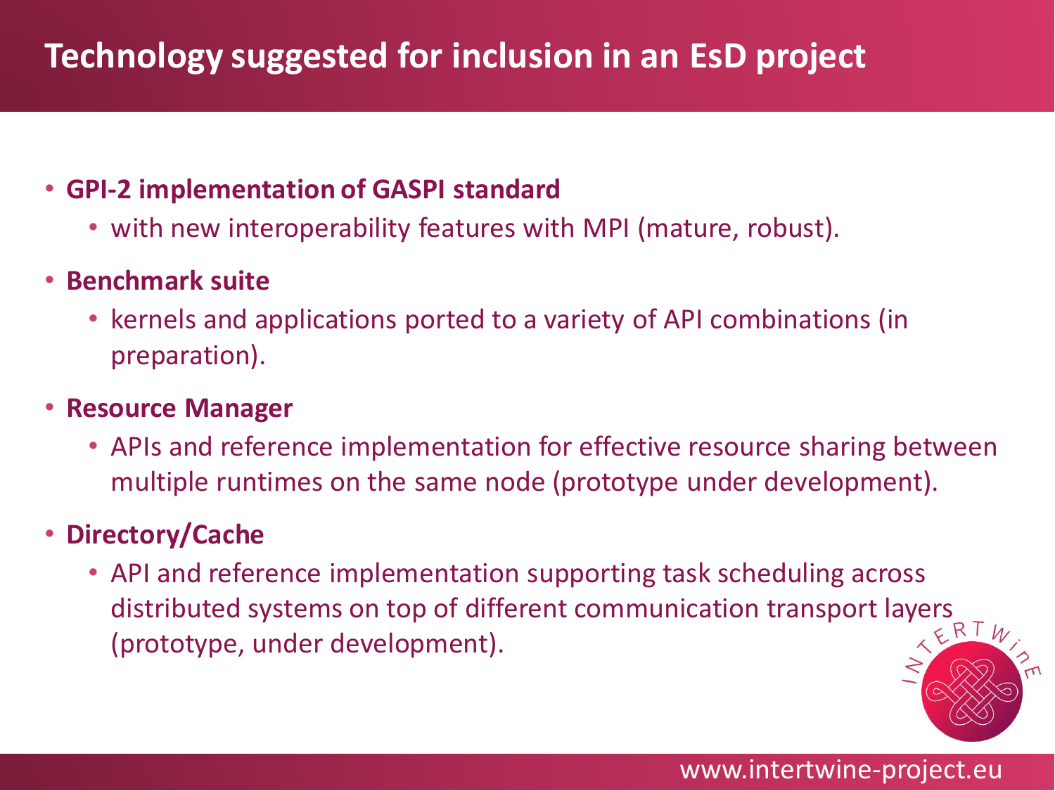# Technology suggested for inclusion in an EsD project

- **GPI-2 implementation of GASPI standard**
  - with new interoperability features with MPI (mature, robust).
- **Benchmark suite**
  - kernels and applications ported to a variety of API combinations (in preparation).
- **Resource Manager**
  - APIs and reference implementation for effective resource sharing between multiple runtimes on the same node (prototype under development).
- **Directory/Cache**
  - API and reference implementation supporting task scheduling across distributed systems on top of different communication transport layers (prototype, under development).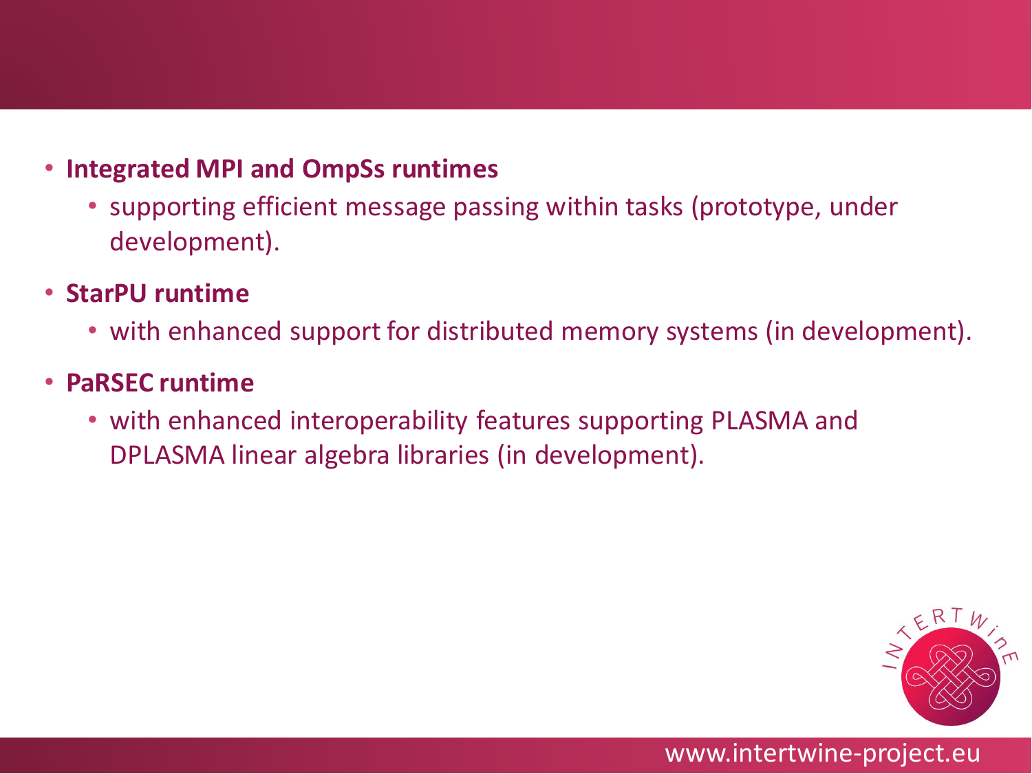- **Integrated MPI and OmpSs runtimes**
  - supporting efficient message passing within tasks (prototype, under development).
- **StarPU runtime**
  - with enhanced support for distributed memory systems (in development).
- **PaRSEC runtime**
  - with enhanced interoperability features supporting PLASMA and DPLASMA linear algebra libraries (in development).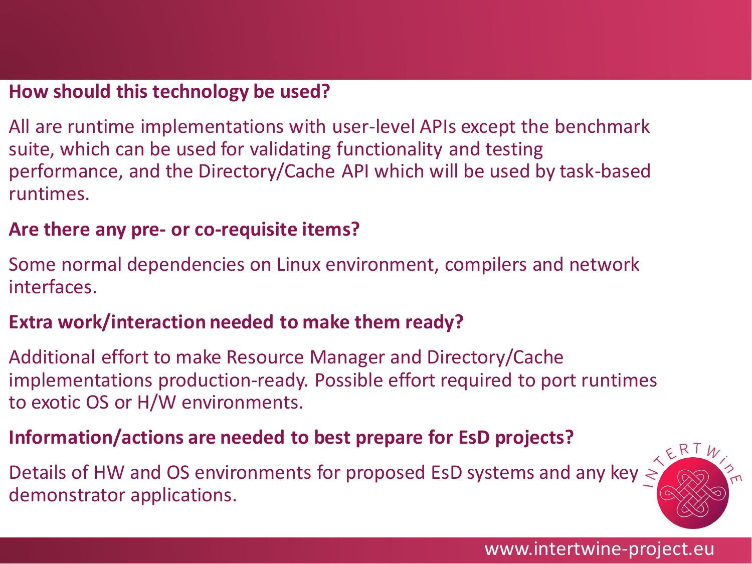**How should this technology be used?**

All are runtime implementations with user-level APIs except the benchmark suite, which can be used for validating functionality and testing performance, and the Directory/Cache API which will be used by task-based runtimes.

**Are there any pre- or co-requisite items?**

Some normal dependencies on Linux environment, compilers and network interfaces.

**Extra work/interaction needed to make them ready?**

Additional effort to make Resource Manager and Directory/Cache implementations production-ready. Possible effort required to port runtimes to exotic OS or H/W environments.

**Information/actions are needed to best prepare for EsD projects?**

Details of HW and OS environments for proposed EsD systems and any key demonstrator applications.